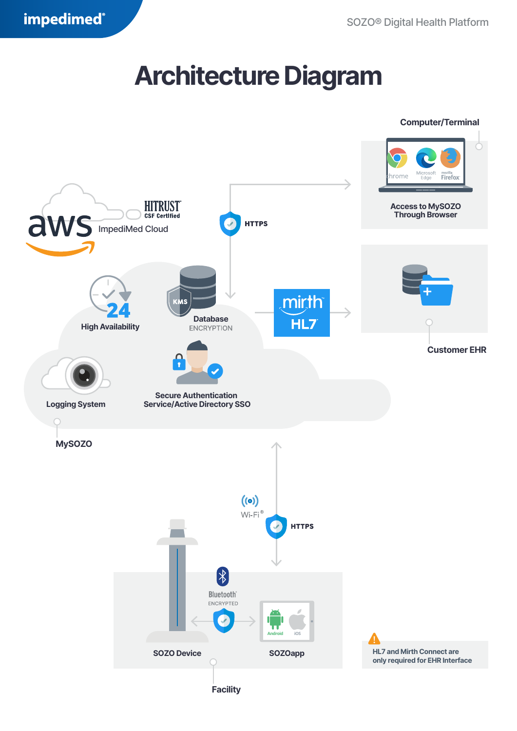impedimed

SOZO® Digital Health Platform

# Architecture Diagram

Computer/Terminal

Access to MySOZO Through Browser

HITRUST CSF Certified

aws ImpediMed Cloud

HTTPS

High Availability

Database ENCRYPTION

mirth HL7

Customer EHR

Logging System

Secure Authentication Service/Active Directory SSO

MySOZO

Wi-Fi®

HTTPS

Bluetooth ENCRYPTED

SOZO Device

SOZOapp

Facility

HL7 and Mirth Connect are only required for EHR Interface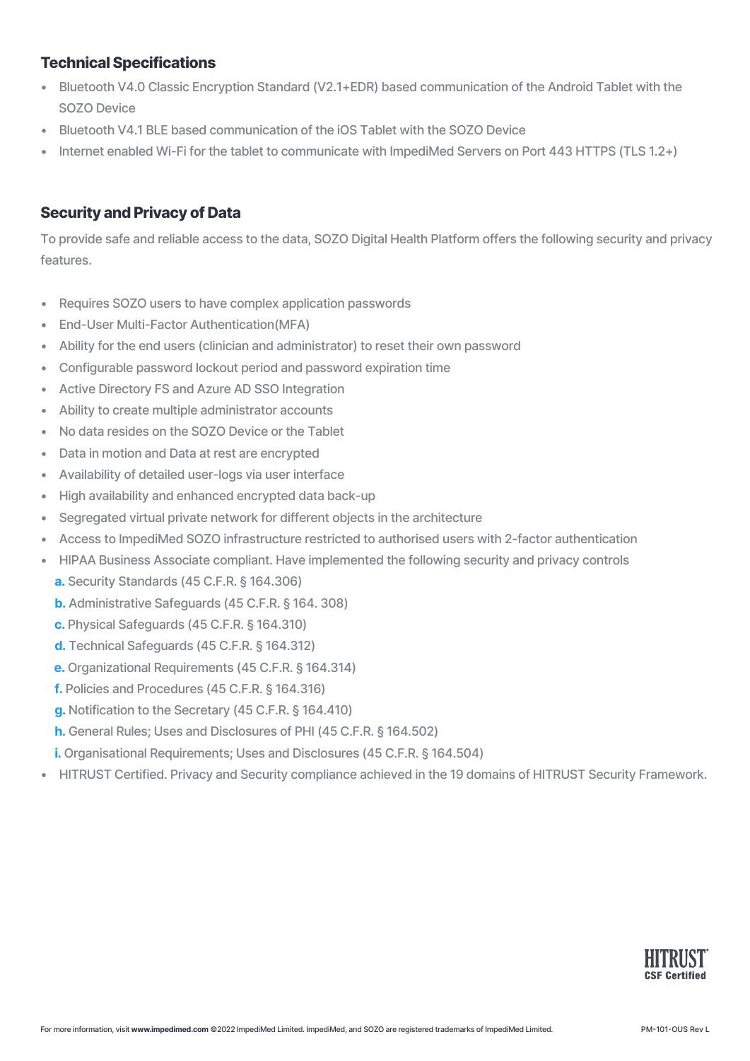## Technical Specifications

- Bluetooth V4.0 Classic Encryption Standard (V2.1+EDR) based communication of the Android Tablet with the SOZO Device
- Bluetooth V4.1 BLE based communication of the iOS Tablet with the SOZO Device
- Internet enabled Wi-Fi for the tablet to communicate with ImpediMed Servers on Port 443 HTTPS (TLS 1.2+)

## Security and Privacy of Data

To provide safe and reliable access to the data, SOZO Digital Health Platform offers the following security and privacy features.

- Requires SOZO users to have complex application passwords
- End-User Multi-Factor Authentication(MFA)
- Ability for the end users (clinician and administrator) to reset their own password
- Configurable password lockout period and password expiration time
- Active Directory FS and Azure AD SSO Integration
- Ability to create multiple administrator accounts
- No data resides on the SOZO Device or the Tablet
- Data in motion and Data at rest are encrypted
- Availability of detailed user-logs via user interface
- High availability and enhanced encrypted data back-up
- Segregated virtual private network for different objects in the architecture
- Access to ImpediMed SOZO infrastructure restricted to authorised users with 2-factor authentication
- HIPAA Business Associate compliant. Have implemented the following security and privacy controls
  - **a.** Security Standards (45 C.F.R. § 164.306)
  - **b.** Administrative Safeguards (45 C.F.R. § 164. 308)
  - **c.** Physical Safeguards (45 C.F.R. § 164.310)
  - **d.** Technical Safeguards (45 C.F.R. § 164.312)
  - **e.** Organizational Requirements (45 C.F.R. § 164.314)
  - **f.** Policies and Procedures (45 C.F.R. § 164.316)
  - **g.** Notification to the Secretary (45 C.F.R. § 164.410)
  - **h.** General Rules; Uses and Disclosures of PHI (45 C.F.R. § 164.502)
  - **i.** Organisational Requirements; Uses and Disclosures (45 C.F.R. § 164.504)
- HITRUST Certified. Privacy and Security compliance achieved in the 19 domains of HITRUST Security Framework.

HITRUST CSF Certified

For more information, visit **www.impedimed.com** ©2022 ImpediMed Limited. ImpediMed, and SOZO are registered trademarks of ImpediMed Limited.

PM-101-OUS Rev L